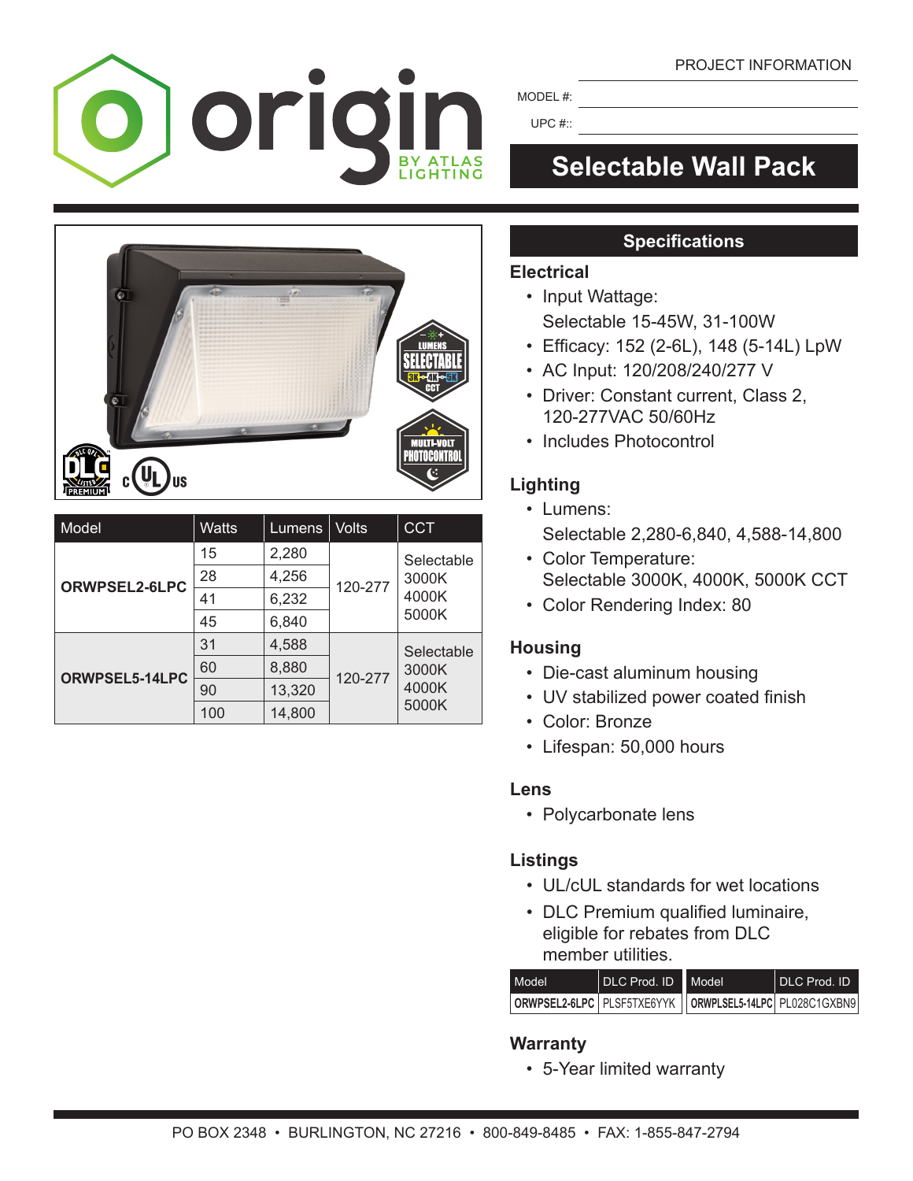# Selectable Wall Pack

PROJECT INFORMATION

MODEL #:

UPC #::

| Model | Watts | Lumens | Volts | CCT |
|---|---|---|---|---|
| **ORWPSEL2-6LPC** | 15 | 2,280 | 120-277 | Selectable 3000K 4000K 5000K |
| | 28 | 4,256 | | |
| | 41 | 6,232 | | |
| | 45 | 6,840 | | |
| **ORWPSEL5-14LPC** | 31 | 4,588 | 120-277 | Selectable 3000K 4000K 5000K |
| | 60 | 8,880 | | |
| | 90 | 13,320 | | |
| | 100 | 14,800 | | |

## Specifications

### Electrical

- Input Wattage:
  Selectable 15-45W, 31-100W
- Efficacy: 152 (2-6L), 148 (5-14L) LpW
- AC Input: 120/208/240/277 V
- Driver: Constant current, Class 2, 120-277VAC 50/60Hz
- Includes Photocontrol

### Lighting

- Lumens:
  Selectable 2,280-6,840, 4,588-14,800
- Color Temperature:
  Selectable 3000K, 4000K, 5000K CCT
- Color Rendering Index: 80

### Housing

- Die-cast aluminum housing
- UV stabilized power coated finish
- Color: Bronze
- Lifespan: 50,000 hours

### Lens

- Polycarbonate lens

### Listings

- UL/cUL standards for wet locations
- DLC Premium qualified luminaire, eligible for rebates from DLC member utilities.

| Model | DLC Prod. ID | Model | DLC Prod. ID |
|---|---|---|---|
| **ORWPSEL2-6LPC** | PLSF5TXE6YYK | **ORWPLSEL5-14LPC** | PL028C1GXBN9 |

### Warranty

- 5-Year limited warranty

PO BOX 2348 • BURLINGTON, NC 27216 • 800-849-8485 • FAX: 1-855-847-2794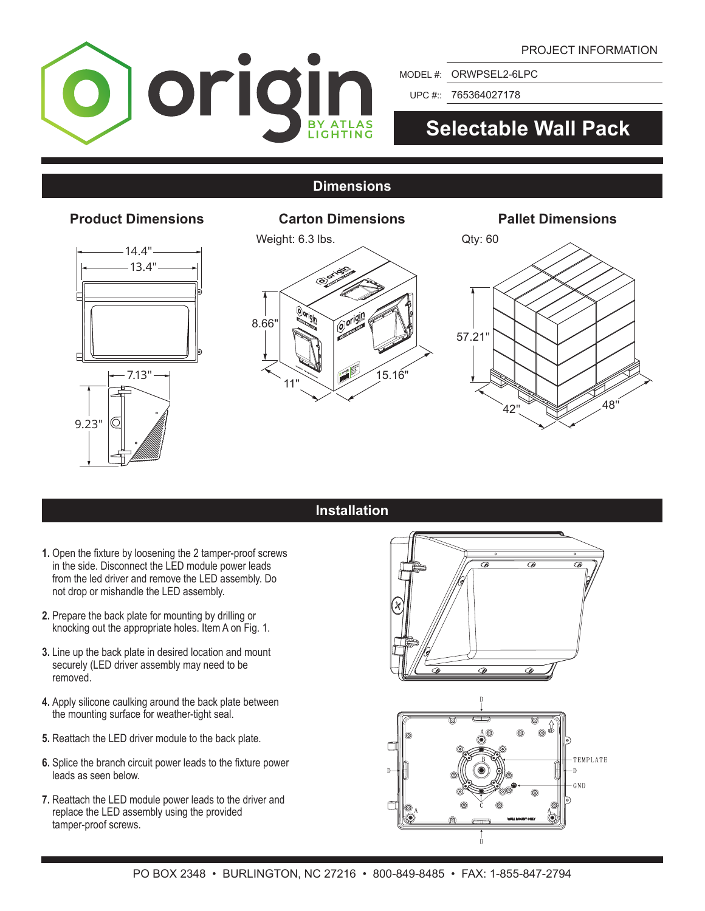PROJECT INFORMATION

MODEL #: ORWPSEL2-6LPC

UPC #:: 765364027178

# Selectable Wall Pack

## Dimensions

### Product Dimensions

14.4"
13.4"
7.13"
9.23"

### Carton Dimensions

Weight: 6.3 lbs.

8.66"
11"
15.16"

### Pallet Dimensions

Qty: 60

57.21"
42"
48"

## Installation

1. Open the fixture by loosening the 2 tamper-proof screws in the side. Disconnect the LED module power leads from the led driver and remove the LED assembly. Do not drop or mishandle the LED assembly.
2. Prepare the back plate for mounting by drilling or knocking out the appropriate holes. Item A on Fig. 1.
3. Line up the back plate in desired location and mount securely (LED driver assembly may need to be removed.
4. Apply silicone caulking around the back plate between the mounting surface for weather-tight seal.
5. Reattach the LED driver module to the back plate.
6. Splice the branch circuit power leads to the fixture power leads as seen below.
7. Reattach the LED module power leads to the driver and replace the LED assembly using the provided tamper-proof screws.

TEMPLATE
GND
WALL MOUNT ONLY

PO BOX 2348 • BURLINGTON, NC 27216 • 800-849-8485 • FAX: 1-855-847-2794